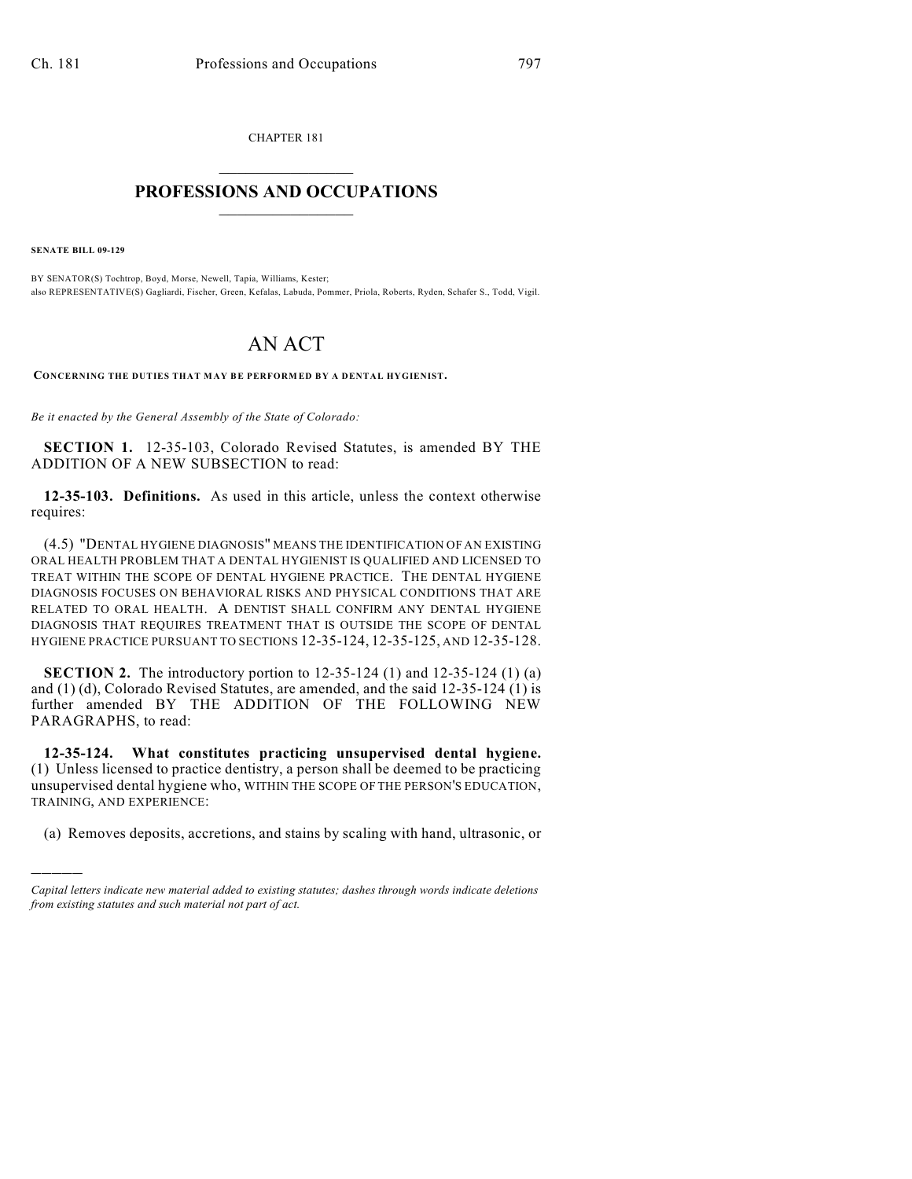CHAPTER 181

# PROFESSIONS AND OCCUPATIONS

**SENATE BILL 09-129**

BY SENATOR(S) Tochtrop, Boyd, Morse, Newell, Tapia, Williams, Kester;
also REPRESENTATIVE(S) Gagliardi, Fischer, Green, Kefalas, Labuda, Pommer, Priola, Roberts, Ryden, Schafer S., Todd, Vigil.

# AN ACT

**CONCERNING THE DUTIES THAT MAY BE PERFORMED BY A DENTAL HYGIENIST.**

*Be it enacted by the General Assembly of the State of Colorado:*

**SECTION 1.** 12-35-103, Colorado Revised Statutes, is amended BY THE ADDITION OF A NEW SUBSECTION to read:

**12-35-103. Definitions.** As used in this article, unless the context otherwise requires:

(4.5) "DENTAL HYGIENE DIAGNOSIS" MEANS THE IDENTIFICATION OF AN EXISTING ORAL HEALTH PROBLEM THAT A DENTAL HYGIENIST IS QUALIFIED AND LICENSED TO TREAT WITHIN THE SCOPE OF DENTAL HYGIENE PRACTICE. THE DENTAL HYGIENE DIAGNOSIS FOCUSES ON BEHAVIORAL RISKS AND PHYSICAL CONDITIONS THAT ARE RELATED TO ORAL HEALTH. A DENTIST SHALL CONFIRM ANY DENTAL HYGIENE DIAGNOSIS THAT REQUIRES TREATMENT THAT IS OUTSIDE THE SCOPE OF DENTAL HYGIENE PRACTICE PURSUANT TO SECTIONS 12-35-124, 12-35-125, AND 12-35-128.

**SECTION 2.** The introductory portion to 12-35-124 (1) and 12-35-124 (1) (a) and (1) (d), Colorado Revised Statutes, are amended, and the said 12-35-124 (1) is further amended BY THE ADDITION OF THE FOLLOWING NEW PARAGRAPHS, to read:

**12-35-124. What constitutes practicing unsupervised dental hygiene.** (1) Unless licensed to practice dentistry, a person shall be deemed to be practicing unsupervised dental hygiene who, WITHIN THE SCOPE OF THE PERSON'S EDUCATION, TRAINING, AND EXPERIENCE:

(a) Removes deposits, accretions, and stains by scaling with hand, ultrasonic, or

*Capital letters indicate new material added to existing statutes; dashes through words indicate deletions from existing statutes and such material not part of act.*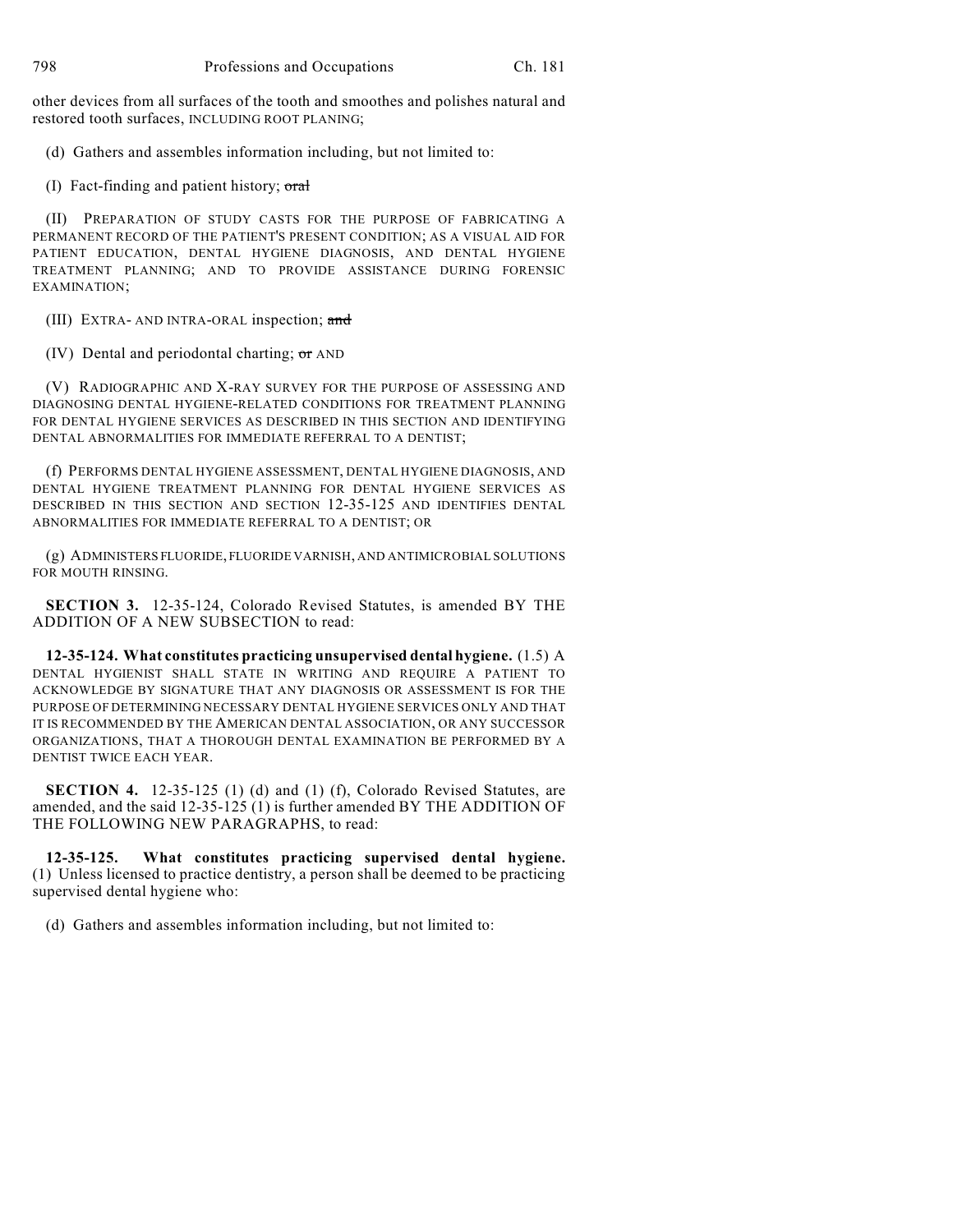other devices from all surfaces of the tooth and smoothes and polishes natural and restored tooth surfaces, INCLUDING ROOT PLANING;

(d) Gathers and assembles information including, but not limited to:

(I) Fact-finding and patient history; ~~oral~~

(II) PREPARATION OF STUDY CASTS FOR THE PURPOSE OF FABRICATING A PERMANENT RECORD OF THE PATIENT'S PRESENT CONDITION; AS A VISUAL AID FOR PATIENT EDUCATION, DENTAL HYGIENE DIAGNOSIS, AND DENTAL HYGIENE TREATMENT PLANNING; AND TO PROVIDE ASSISTANCE DURING FORENSIC EXAMINATION;

(III) EXTRA- AND INTRA-ORAL inspection; ~~and~~

(IV) Dental and periodontal charting; ~~or~~ AND

(V) RADIOGRAPHIC AND X-RAY SURVEY FOR THE PURPOSE OF ASSESSING AND DIAGNOSING DENTAL HYGIENE-RELATED CONDITIONS FOR TREATMENT PLANNING FOR DENTAL HYGIENE SERVICES AS DESCRIBED IN THIS SECTION AND IDENTIFYING DENTAL ABNORMALITIES FOR IMMEDIATE REFERRAL TO A DENTIST;

(f) PERFORMS DENTAL HYGIENE ASSESSMENT, DENTAL HYGIENE DIAGNOSIS, AND DENTAL HYGIENE TREATMENT PLANNING FOR DENTAL HYGIENE SERVICES AS DESCRIBED IN THIS SECTION AND SECTION 12-35-125 AND IDENTIFIES DENTAL ABNORMALITIES FOR IMMEDIATE REFERRAL TO A DENTIST; OR

(g) ADMINISTERS FLUORIDE, FLUORIDE VARNISH, AND ANTIMICROBIAL SOLUTIONS FOR MOUTH RINSING.

**SECTION 3.** 12-35-124, Colorado Revised Statutes, is amended BY THE ADDITION OF A NEW SUBSECTION to read:

**12-35-124. What constitutes practicing unsupervised dental hygiene.** (1.5) A DENTAL HYGIENIST SHALL STATE IN WRITING AND REQUIRE A PATIENT TO ACKNOWLEDGE BY SIGNATURE THAT ANY DIAGNOSIS OR ASSESSMENT IS FOR THE PURPOSE OF DETERMINING NECESSARY DENTAL HYGIENE SERVICES ONLY AND THAT IT IS RECOMMENDED BY THE AMERICAN DENTAL ASSOCIATION, OR ANY SUCCESSOR ORGANIZATIONS, THAT A THOROUGH DENTAL EXAMINATION BE PERFORMED BY A DENTIST TWICE EACH YEAR.

**SECTION 4.** 12-35-125 (1) (d) and (1) (f), Colorado Revised Statutes, are amended, and the said 12-35-125 (1) is further amended BY THE ADDITION OF THE FOLLOWING NEW PARAGRAPHS, to read:

**12-35-125. What constitutes practicing supervised dental hygiene.** (1) Unless licensed to practice dentistry, a person shall be deemed to be practicing supervised dental hygiene who:

(d) Gathers and assembles information including, but not limited to: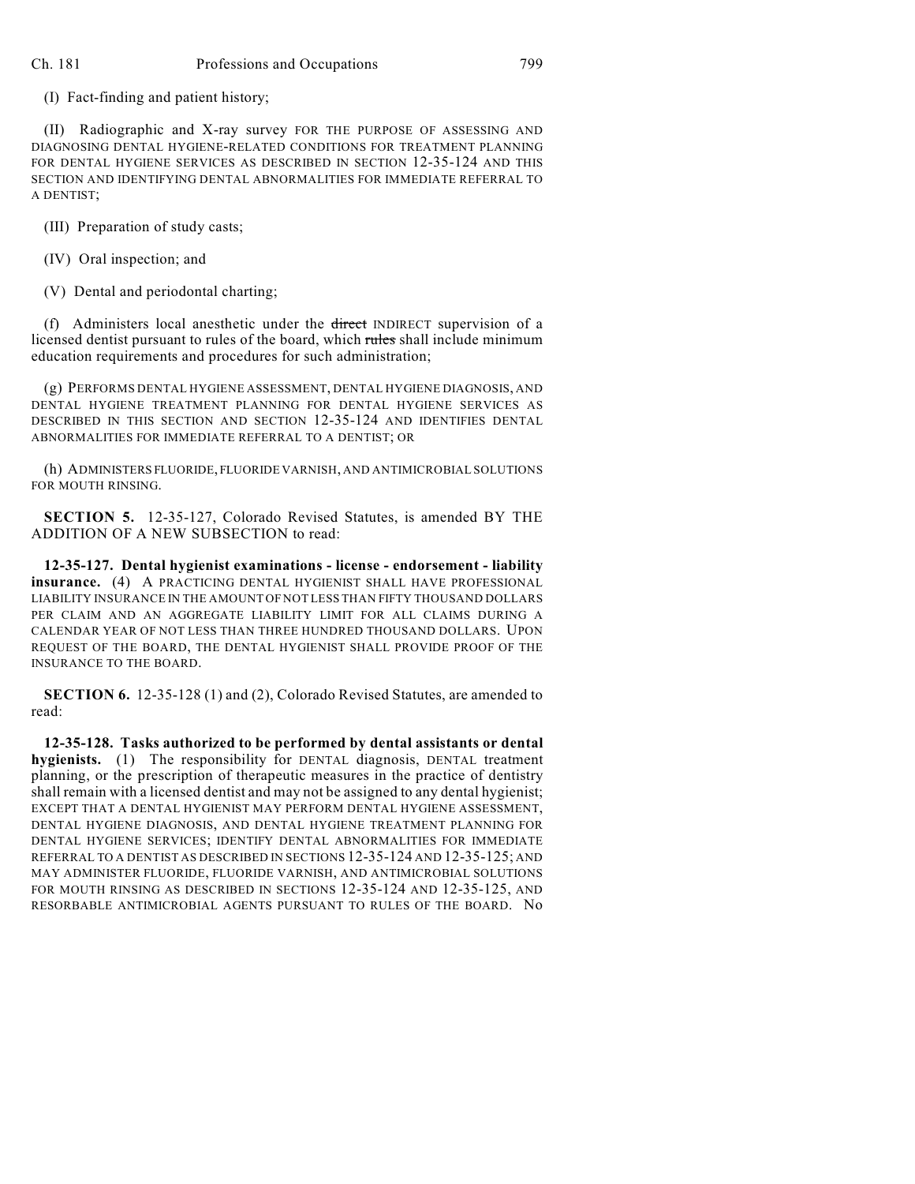(I) Fact-finding and patient history;

(II) Radiographic and X-ray survey FOR THE PURPOSE OF ASSESSING AND DIAGNOSING DENTAL HYGIENE-RELATED CONDITIONS FOR TREATMENT PLANNING FOR DENTAL HYGIENE SERVICES AS DESCRIBED IN SECTION 12-35-124 AND THIS SECTION AND IDENTIFYING DENTAL ABNORMALITIES FOR IMMEDIATE REFERRAL TO A DENTIST;

(III) Preparation of study casts;

(IV) Oral inspection; and

(V) Dental and periodontal charting;

(f) Administers local anesthetic under the ~~direct~~ INDIRECT supervision of a licensed dentist pursuant to rules of the board, which ~~rules~~ shall include minimum education requirements and procedures for such administration;

(g) PERFORMS DENTAL HYGIENE ASSESSMENT, DENTAL HYGIENE DIAGNOSIS, AND DENTAL HYGIENE TREATMENT PLANNING FOR DENTAL HYGIENE SERVICES AS DESCRIBED IN THIS SECTION AND SECTION 12-35-124 AND IDENTIFIES DENTAL ABNORMALITIES FOR IMMEDIATE REFERRAL TO A DENTIST; OR

(h) ADMINISTERS FLUORIDE, FLUORIDE VARNISH, AND ANTIMICROBIAL SOLUTIONS FOR MOUTH RINSING.

**SECTION 5.** 12-35-127, Colorado Revised Statutes, is amended BY THE ADDITION OF A NEW SUBSECTION to read:

**12-35-127. Dental hygienist examinations - license - endorsement - liability insurance.** (4) A PRACTICING DENTAL HYGIENIST SHALL HAVE PROFESSIONAL LIABILITY INSURANCE IN THE AMOUNT OF NOT LESS THAN FIFTY THOUSAND DOLLARS PER CLAIM AND AN AGGREGATE LIABILITY LIMIT FOR ALL CLAIMS DURING A CALENDAR YEAR OF NOT LESS THAN THREE HUNDRED THOUSAND DOLLARS. UPON REQUEST OF THE BOARD, THE DENTAL HYGIENIST SHALL PROVIDE PROOF OF THE INSURANCE TO THE BOARD.

**SECTION 6.** 12-35-128 (1) and (2), Colorado Revised Statutes, are amended to read:

**12-35-128. Tasks authorized to be performed by dental assistants or dental hygienists.** (1) The responsibility for DENTAL diagnosis, DENTAL treatment planning, or the prescription of therapeutic measures in the practice of dentistry shall remain with a licensed dentist and may not be assigned to any dental hygienist; EXCEPT THAT A DENTAL HYGIENIST MAY PERFORM DENTAL HYGIENE ASSESSMENT, DENTAL HYGIENE DIAGNOSIS, AND DENTAL HYGIENE TREATMENT PLANNING FOR DENTAL HYGIENE SERVICES; IDENTIFY DENTAL ABNORMALITIES FOR IMMEDIATE REFERRAL TO A DENTIST AS DESCRIBED IN SECTIONS 12-35-124 AND 12-35-125; AND MAY ADMINISTER FLUORIDE, FLUORIDE VARNISH, AND ANTIMICROBIAL SOLUTIONS FOR MOUTH RINSING AS DESCRIBED IN SECTIONS 12-35-124 AND 12-35-125, AND RESORBABLE ANTIMICROBIAL AGENTS PURSUANT TO RULES OF THE BOARD. No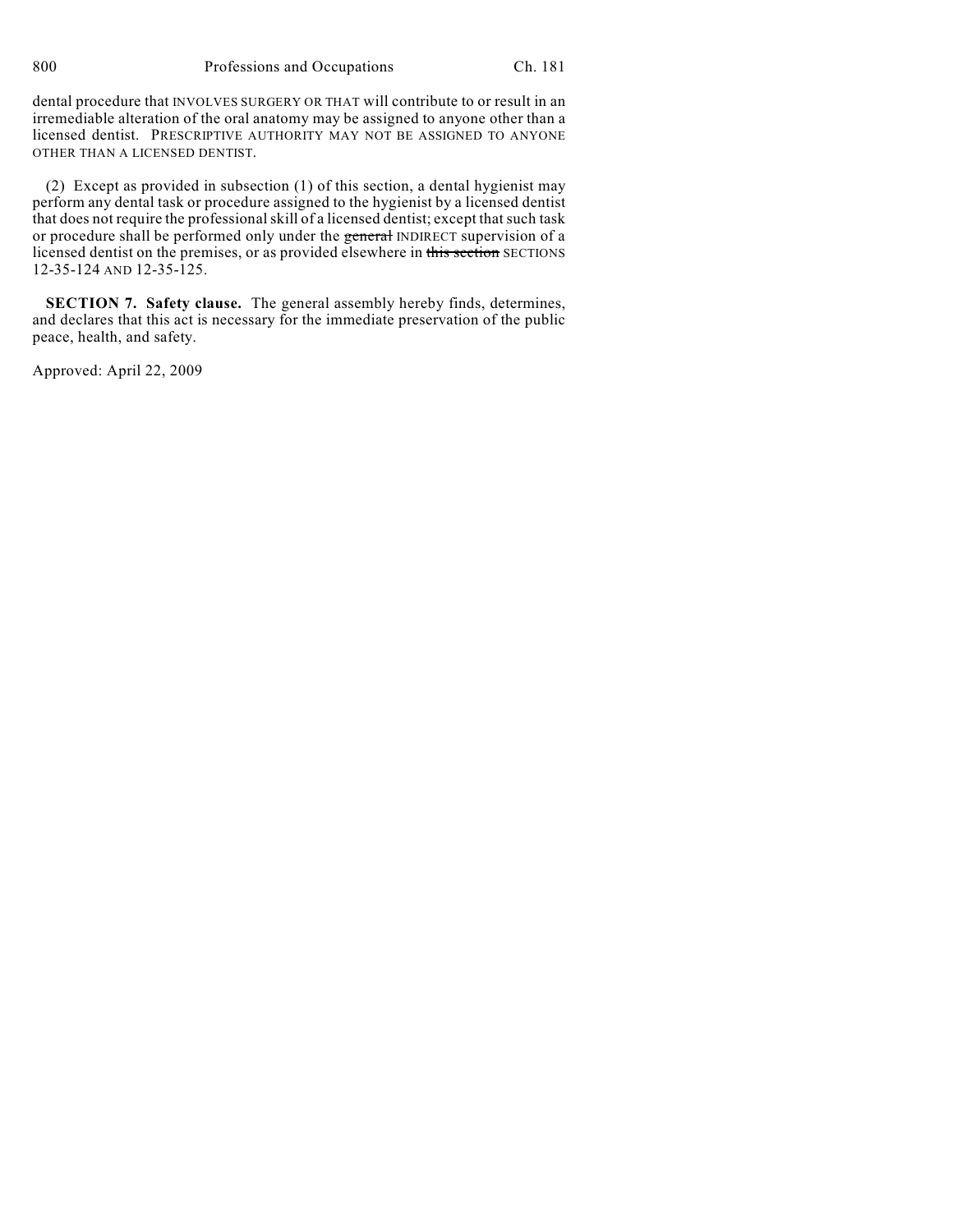dental procedure that INVOLVES SURGERY OR THAT will contribute to or result in an irremediable alteration of the oral anatomy may be assigned to anyone other than a licensed dentist. PRESCRIPTIVE AUTHORITY MAY NOT BE ASSIGNED TO ANYONE OTHER THAN A LICENSED DENTIST.

(2) Except as provided in subsection (1) of this section, a dental hygienist may perform any dental task or procedure assigned to the hygienist by a licensed dentist that does not require the professional skill of a licensed dentist; except that such task or procedure shall be performed only under the ~~general~~ INDIRECT supervision of a licensed dentist on the premises, or as provided elsewhere in ~~this section~~ SECTIONS 12-35-124 AND 12-35-125.

**SECTION 7. Safety clause.** The general assembly hereby finds, determines, and declares that this act is necessary for the immediate preservation of the public peace, health, and safety.

Approved: April 22, 2009